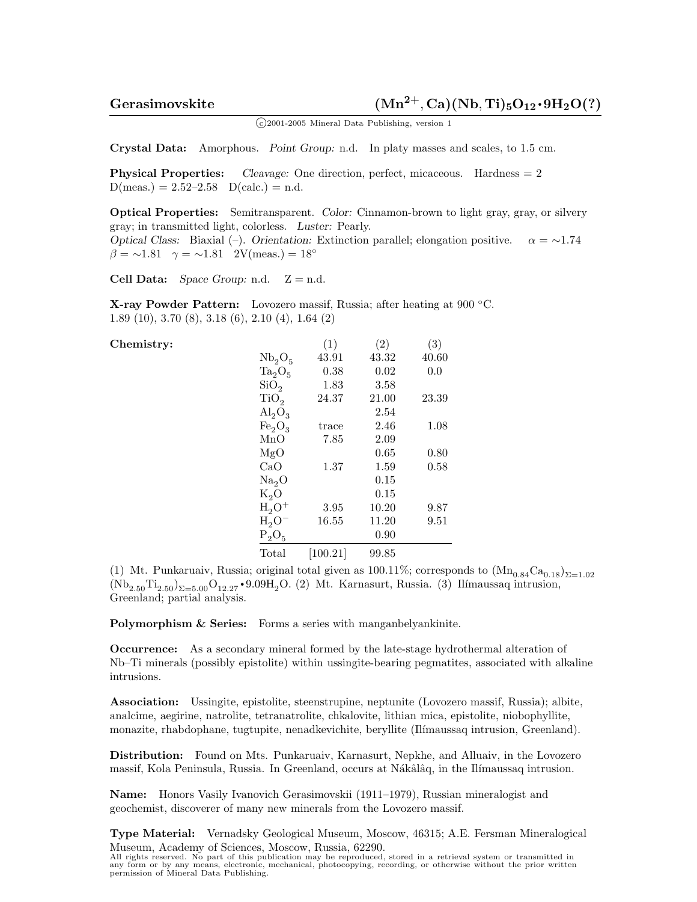# Gerasimovskite $(Mn^{2+}, Ca)(Nb, Ti)_5O_{12} \cdot 9H_2O(?)$

©2001-2005 Mineral Data Publishing, version 1

**Crystal Data:** Amorphous. *Point Group:* n.d. In platy masses and scales, to 1.5 cm.

**Physical Properties:** *Cleavage:* One direction, perfect, micaceous. Hardness = 2
D(meas.) = 2.52–2.58 D(calc.) = n.d.

**Optical Properties:** Semitransparent. *Color:* Cinnamon-brown to light gray, gray, or silvery gray; in transmitted light, colorless. *Luster:* Pearly.
*Optical Class:* Biaxial (–). *Orientation:* Extinction parallel; elongation positive. $\alpha = \sim 1.74$ $\beta = \sim 1.81$ $\gamma = \sim 1.81$ 2V(meas.) = 18°

**Cell Data:** *Space Group:* n.d. Z = n.d.

**X-ray Powder Pattern:** Lovozero massif, Russia; after heating at 900 °C.
1.89 (10), 3.70 (8), 3.18 (6), 2.10 (4), 1.64 (2)

**Chemistry:**

| | (1) | (2) | (3) |
|---|---|---|---|
| $Nb_2O_5$ | 43.91 | 43.32 | 40.60 |
| $Ta_2O_5$ | 0.38 | 0.02 | 0.0 |
| $SiO_2$ | 1.83 | 3.58 | |
| $TiO_2$ | 24.37 | 21.00 | 23.39 |
| $Al_2O_3$ | | 2.54 | |
| $Fe_2O_3$ | trace | 2.46 | 1.08 |
| MnO | 7.85 | 2.09 | |
| MgO | | 0.65 | 0.80 |
| CaO | 1.37 | 1.59 | 0.58 |
| $Na_2O$ | | 0.15 | |
| $K_2O$ | | 0.15 | |
| $H_2O^+$ | 3.95 | 10.20 | 9.87 |
| $H_2O^-$ | 16.55 | 11.20 | 9.51 |
| $P_2O_5$ | | 0.90 | |
| Total | [100.21] | 99.85 | |

(1) Mt. Punkaruaiv, Russia; original total given as 100.11%; corresponds to $(Mn_{0.84}Ca_{0.18})_{\Sigma=1.02}$ $(Nb_{2.50}Ti_{2.50})_{\Sigma=5.00}O_{12.27} \cdot 9.09H_2O$. (2) Mt. Karnasurt, Russia. (3) Ilímaussaq intrusion, Greenland; partial analysis.

**Polymorphism & Series:** Forms a series with manganbelyankinite.

**Occurrence:** As a secondary mineral formed by the late-stage hydrothermal alteration of Nb–Ti minerals (possibly epistolite) within ussingite-bearing pegmatites, associated with alkaline intrusions.

**Association:** Ussingite, epistolite, steenstrupine, neptunite (Lovozero massif, Russia); albite, analcime, aegirine, natrolite, tetranatrolite, chkalovite, lithian mica, epistolite, niobophyllite, monazite, rhabdophane, tugtupite, nenadkevichite, beryllite (Ilímaussaq intrusion, Greenland).

**Distribution:** Found on Mts. Punkaruaiv, Karnasurt, Nepkhe, and Alluaiv, in the Lovozero massif, Kola Peninsula, Russia. In Greenland, occurs at Nákâlâq, in the Ilímaussaq intrusion.

**Name:** Honors Vasily Ivanovich Gerasimovskii (1911–1979), Russian mineralogist and geochemist, discoverer of many new minerals from the Lovozero massif.

**Type Material:** Vernadsky Geological Museum, Moscow, 46315; A.E. Fersman Mineralogical Museum, Academy of Sciences, Moscow, Russia, 62290.

All rights reserved. No part of this publication may be reproduced, stored in a retrieval system or transmitted in any form or by any means, electronic, mechanical, photocopying, recording, or otherwise without the prior written permission of Mineral Data Publishing.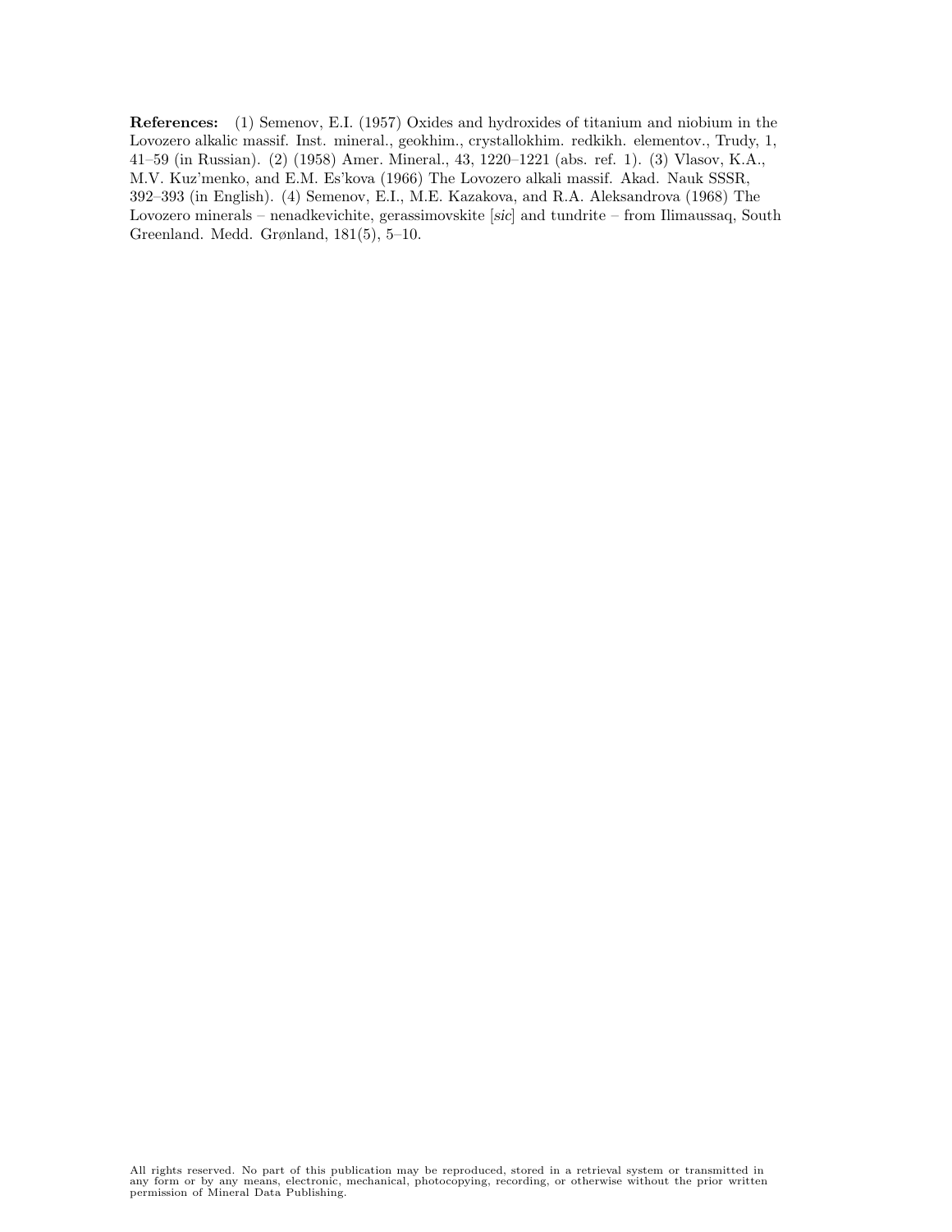**References:** (1) Semenov, E.I. (1957) Oxides and hydroxides of titanium and niobium in the Lovozero alkalic massif. Inst. mineral., geokhim., crystallokhim. redkikh. elementov., Trudy, 1, 41–59 (in Russian). (2) (1958) Amer. Mineral., 43, 1220–1221 (abs. ref. 1). (3) Vlasov, K.A., M.V. Kuz'menko, and E.M. Es'kova (1966) The Lovozero alkali massif. Akad. Nauk SSSR, 392–393 (in English). (4) Semenov, E.I., M.E. Kazakova, and R.A. Aleksandrova (1968) The Lovozero minerals – nenadkevichite, gerassimovskite [*sic*] and tundrite – from Ilimaussaq, South Greenland. Medd. Grønland, 181(5), 5–10.

All rights reserved. No part of this publication may be reproduced, stored in a retrieval system or transmitted in any form or by any means, electronic, mechanical, photocopying, recording, or otherwise without the prior written permission of Mineral Data Publishing.